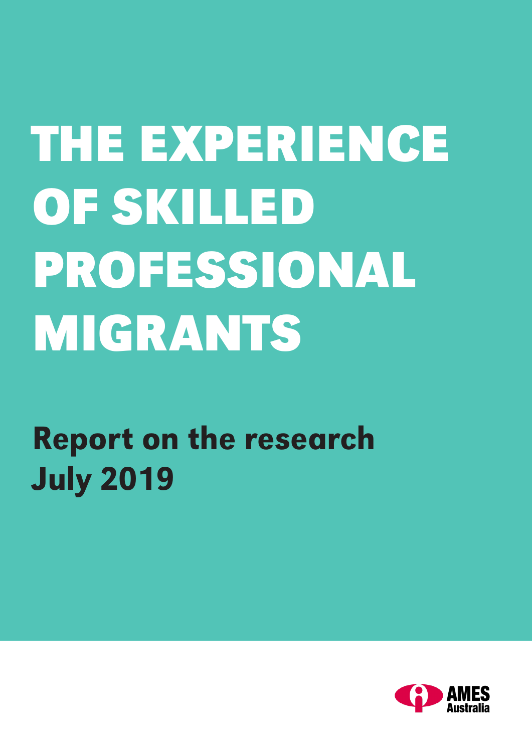# THE EXPERIENCE OF SKILLED PROFESSIONAL MIGRANTS

## Report on the research
## July 2019

AMES Australia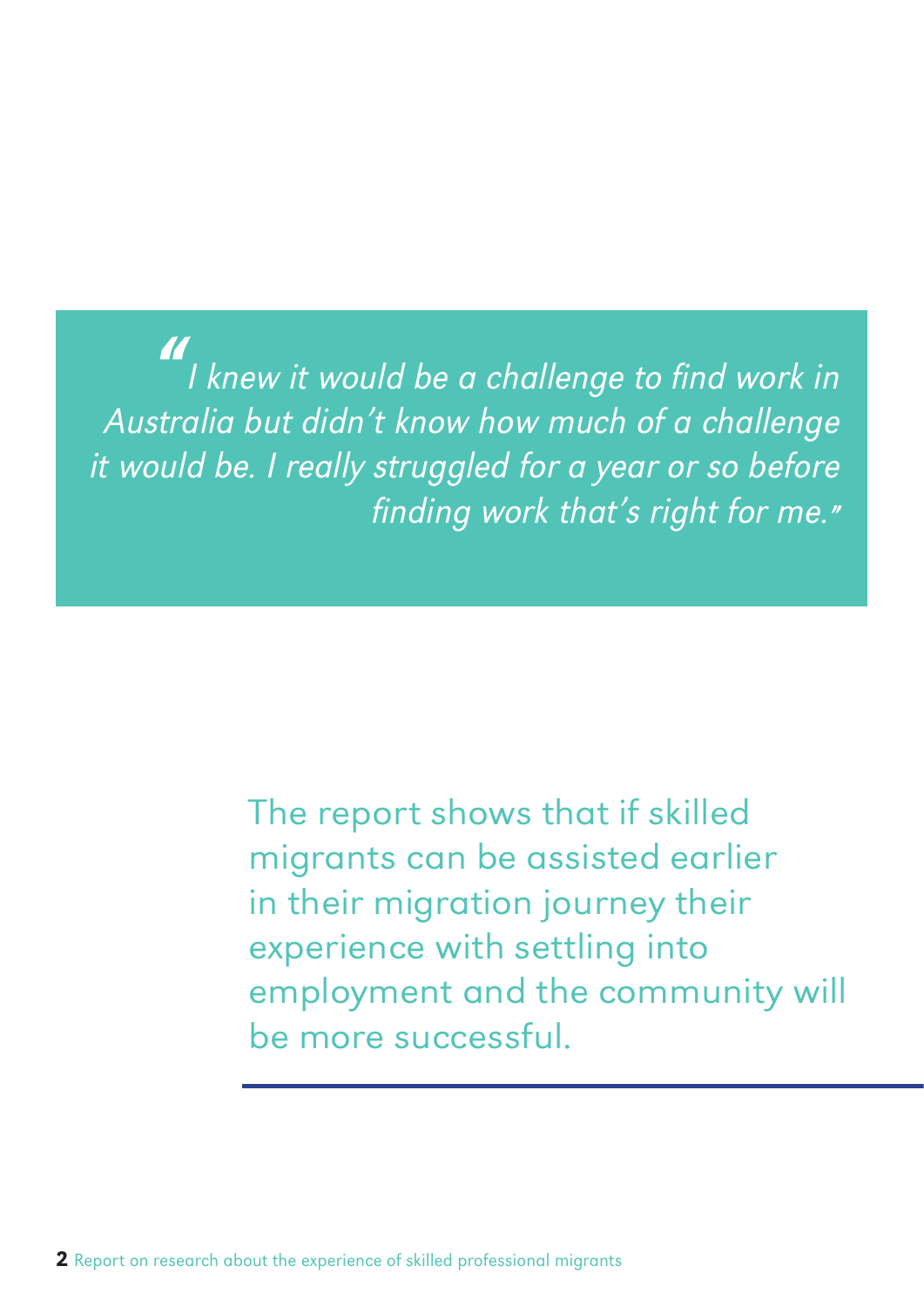> *"I knew it would be a challenge to find work in Australia but didn't know how much of a challenge it would be. I really struggled for a year or so before finding work that's right for me."*

The report shows that if skilled migrants can be assisted earlier in their migration journey their experience with settling into employment and the community will be more successful.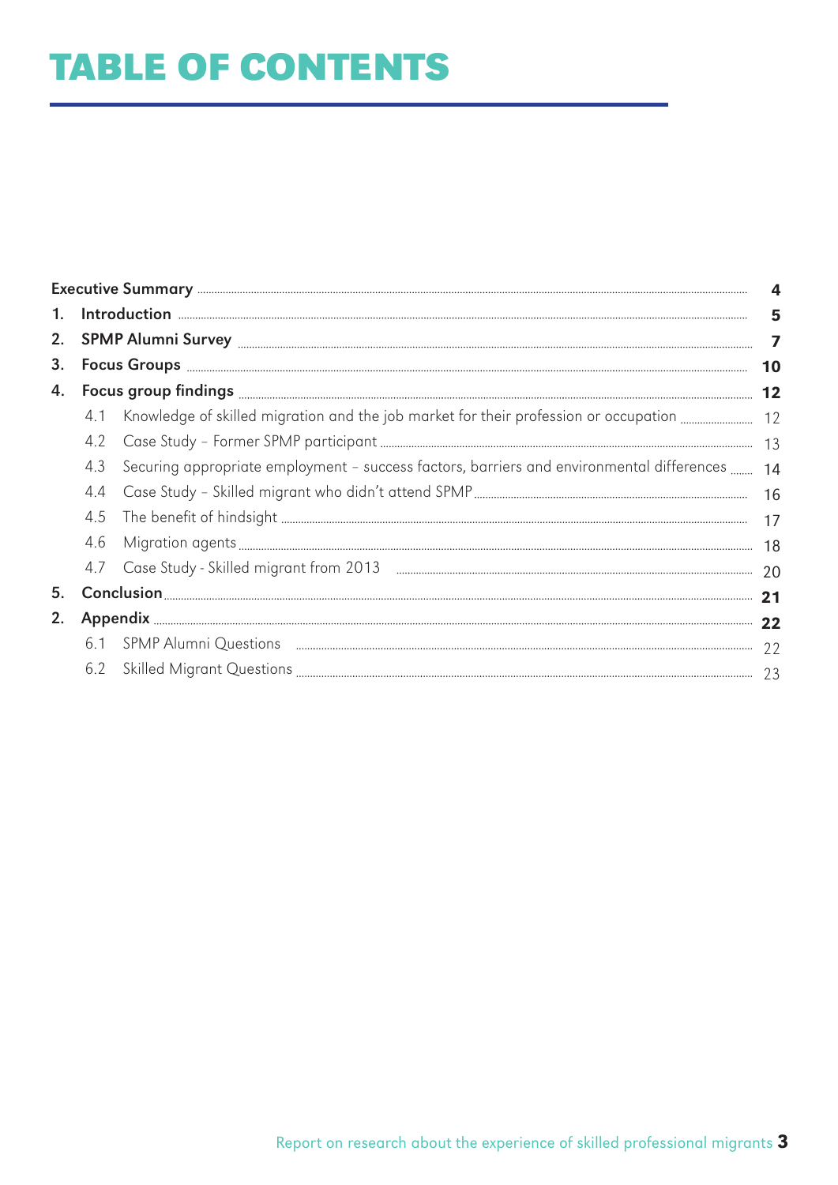# TABLE OF CONTENTS

| | | |
|---|---|---|
| **Executive Summary** | | **4** |
| **1.** | **Introduction** | **5** |
| **2.** | **SPMP Alumni Survey** | **7** |
| **3.** | **Focus Groups** | **10** |
| **4.** | **Focus group findings** | **12** |
| 4.1 | Knowledge of skilled migration and the job market for their profession or occupation | 12 |
| 4.2 | Case Study – Former SPMP participant | 13 |
| 4.3 | Securing appropriate employment – success factors, barriers and environmental differences | 14 |
| 4.4 | Case Study – Skilled migrant who didn't attend SPMP | 16 |
| 4.5 | The benefit of hindsight | 17 |
| 4.6 | Migration agents | 18 |
| 4.7 | Case Study - Skilled migrant from 2013 | 20 |
| **5.** | **Conclusion** | **21** |
| **2.** | **Appendix** | **22** |
| 6.1 | SPMP Alumni Questions | 22 |
| 6.2 | Skilled Migrant Questions | 23 |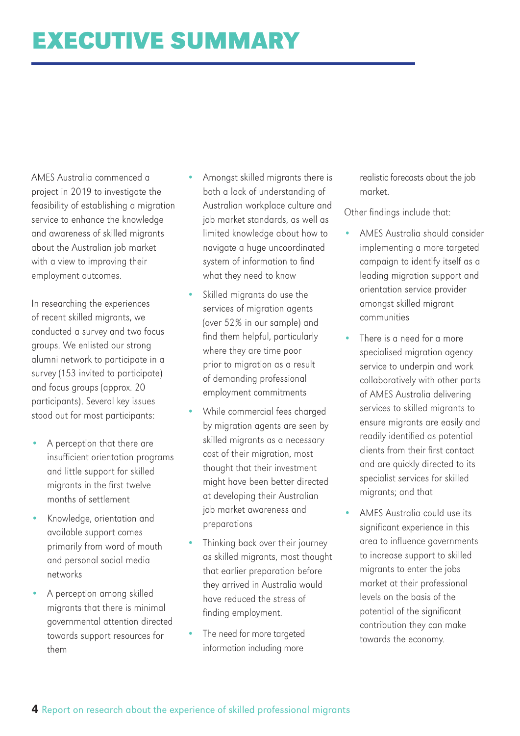# EXECUTIVE SUMMARY

AMES Australia commenced a project in 2019 to investigate the feasibility of establishing a migration service to enhance the knowledge and awareness of skilled migrants about the Australian job market with a view to improving their employment outcomes.

In researching the experiences of recent skilled migrants, we conducted a survey and two focus groups. We enlisted our strong alumni network to participate in a survey (153 invited to participate) and focus groups (approx. 20 participants). Several key issues stood out for most participants:

- A perception that there are insufficient orientation programs and little support for skilled migrants in the first twelve months of settlement
- Knowledge, orientation and available support comes primarily from word of mouth and personal social media networks
- A perception among skilled migrants that there is minimal governmental attention directed towards support resources for them
- Amongst skilled migrants there is both a lack of understanding of Australian workplace culture and job market standards, as well as limited knowledge about how to navigate a huge uncoordinated system of information to find what they need to know
- Skilled migrants do use the services of migration agents (over 52% in our sample) and find them helpful, particularly where they are time poor prior to migration as a result of demanding professional employment commitments
- While commercial fees charged by migration agents are seen by skilled migrants as a necessary cost of their migration, most thought that their investment might have been better directed at developing their Australian job market awareness and preparations
- Thinking back over their journey as skilled migrants, most thought that earlier preparation before they arrived in Australia would have reduced the stress of finding employment.
- The need for more targeted information including more realistic forecasts about the job market.

Other findings include that:

- AMES Australia should consider implementing a more targeted campaign to identify itself as a leading migration support and orientation service provider amongst skilled migrant communities
- There is a need for a more specialised migration agency service to underpin and work collaboratively with other parts of AMES Australia delivering services to skilled migrants to ensure migrants are easily and readily identified as potential clients from their first contact and are quickly directed to its specialist services for skilled migrants; and that
- AMES Australia could use its significant experience in this area to influence governments to increase support to skilled migrants to enter the jobs market at their professional levels on the basis of the potential of the significant contribution they can make towards the economy.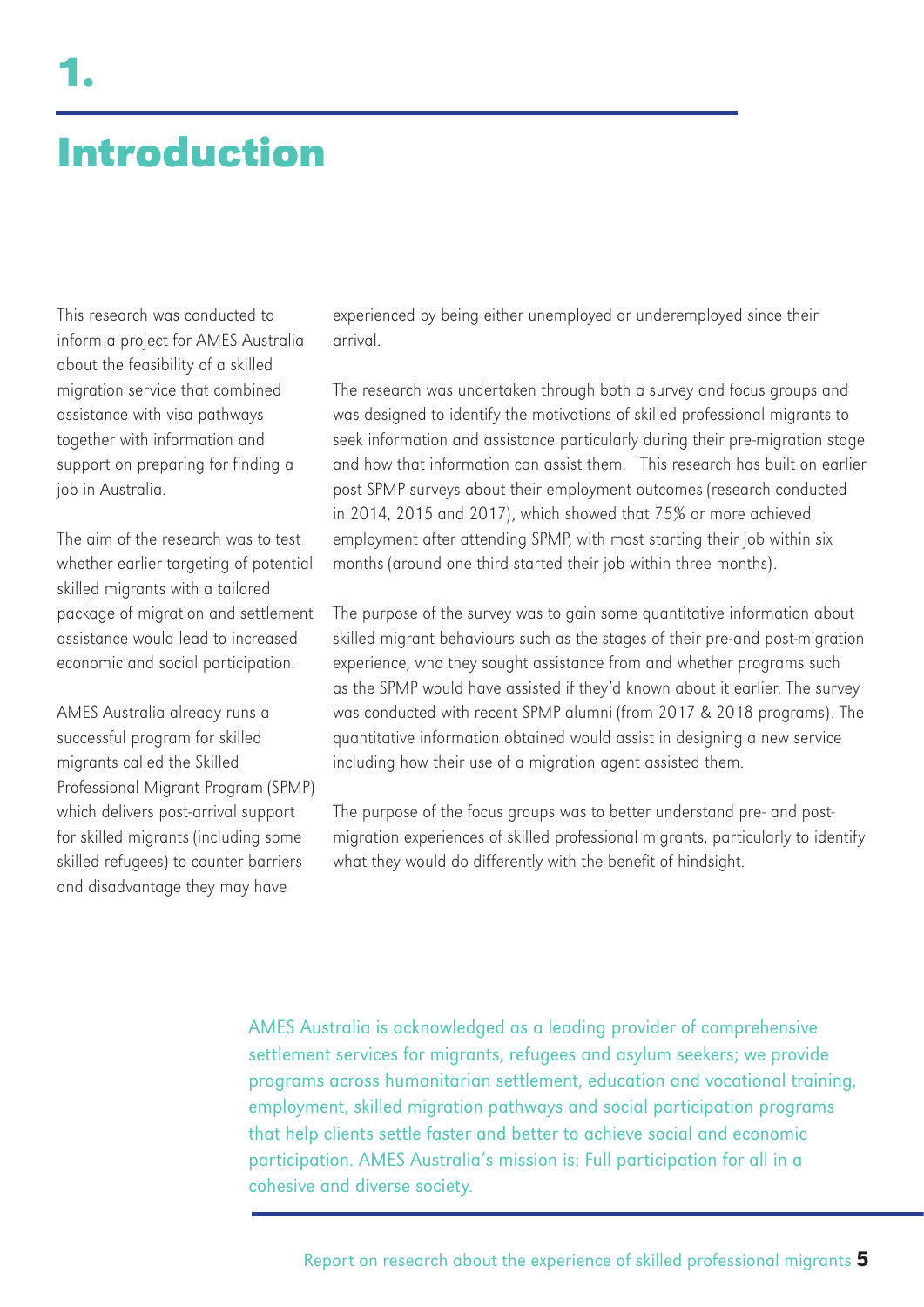# 1. Introduction

This research was conducted to inform a project for AMES Australia about the feasibility of a skilled migration service that combined assistance with visa pathways together with information and support on preparing for finding a job in Australia.

The aim of the research was to test whether earlier targeting of potential skilled migrants with a tailored package of migration and settlement assistance would lead to increased economic and social participation.

AMES Australia already runs a successful program for skilled migrants called the Skilled Professional Migrant Program (SPMP) which delivers post-arrival support for skilled migrants (including some skilled refugees) to counter barriers and disadvantage they may have experienced by being either unemployed or underemployed since their arrival.

The research was undertaken through both a survey and focus groups and was designed to identify the motivations of skilled professional migrants to seek information and assistance particularly during their pre-migration stage and how that information can assist them. This research has built on earlier post SPMP surveys about their employment outcomes (research conducted in 2014, 2015 and 2017), which showed that 75% or more achieved employment after attending SPMP, with most starting their job within six months (around one third started their job within three months).

The purpose of the survey was to gain some quantitative information about skilled migrant behaviours such as the stages of their pre-and post-migration experience, who they sought assistance from and whether programs such as the SPMP would have assisted if they'd known about it earlier. The survey was conducted with recent SPMP alumni (from 2017 & 2018 programs). The quantitative information obtained would assist in designing a new service including how their use of a migration agent assisted them.

The purpose of the focus groups was to better understand pre- and post-migration experiences of skilled professional migrants, particularly to identify what they would do differently with the benefit of hindsight.

AMES Australia is acknowledged as a leading provider of comprehensive settlement services for migrants, refugees and asylum seekers; we provide programs across humanitarian settlement, education and vocational training, employment, skilled migration pathways and social participation programs that help clients settle faster and better to achieve social and economic participation. AMES Australia's mission is: Full participation for all in a cohesive and diverse society.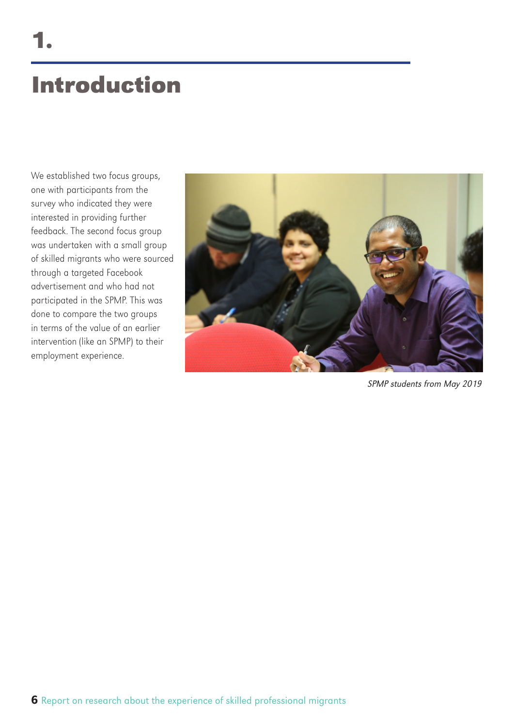# 1.

# Introduction

We established two focus groups, one with participants from the survey who indicated they were interested in providing further feedback. The second focus group was undertaken with a small group of skilled migrants who were sourced through a targeted Facebook advertisement and who had not participated in the SPMP. This was done to compare the two groups in terms of the value of an earlier intervention (like an SPMP) to their employment experience.

*SPMP students from May 2019*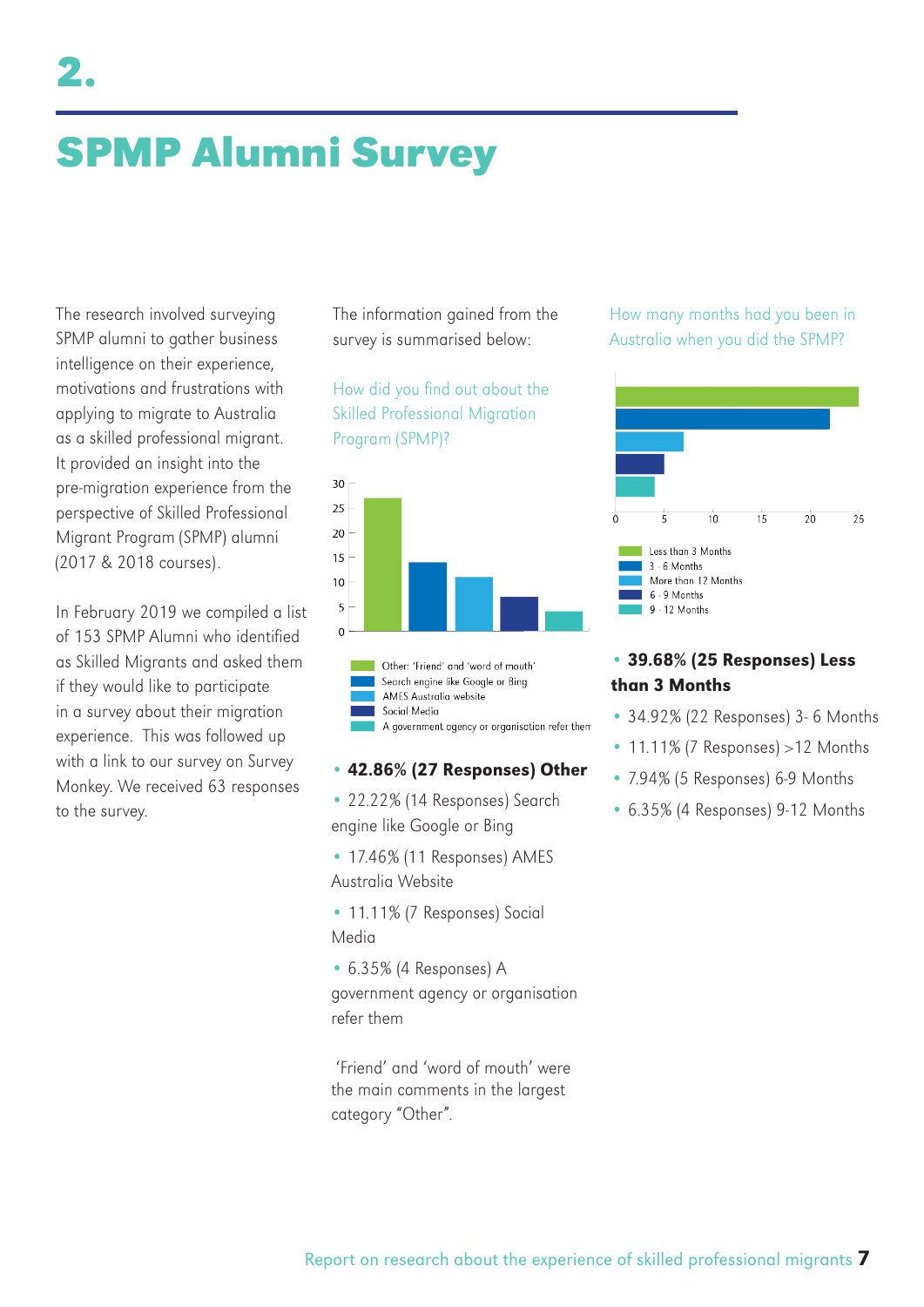# 2.

# SPMP Alumni Survey

The research involved surveying SPMP alumni to gather business intelligence on their experience, motivations and frustrations with applying to migrate to Australia as a skilled professional migrant. It provided an insight into the pre-migration experience from the perspective of Skilled Professional Migrant Program (SPMP) alumni (2017 & 2018 courses).

In February 2019 we compiled a list of 153 SPMP Alumni who identified as Skilled Migrants and asked them if they would like to participate in a survey about their migration experience. This was followed up with a link to our survey on Survey Monkey. We received 63 responses to the survey.

The information gained from the survey is summarised below:

### How did you find out about the Skilled Professional Migration Program (SPMP)?

- Other: 'Friend' and 'word of mouth'
- Search engine like Google or Bing
- AMES Australia website
- Social Media
- A government agency or organisation refer them

- **42.86% (27 Responses) Other**
- 22.22% (14 Responses) Search engine like Google or Bing
- 17.46% (11 Responses) AMES Australia Website
- 11.11% (7 Responses) Social Media
- 6.35% (4 Responses) A government agency or organisation refer them

'Friend' and 'word of mouth' were the main comments in the largest category "Other".

### How many months had you been in Australia when you did the SPMP?

- Less than 3 Months
- 3 - 6 Months
- More than 12 Months
- 6 - 9 Months
- 9 - 12 Months

- **39.68% (25 Responses) Less than 3 Months**
- 34.92% (22 Responses) 3- 6 Months
- 11.11% (7 Responses) >12 Months
- 7.94% (5 Responses) 6-9 Months
- 6.35% (4 Responses) 9-12 Months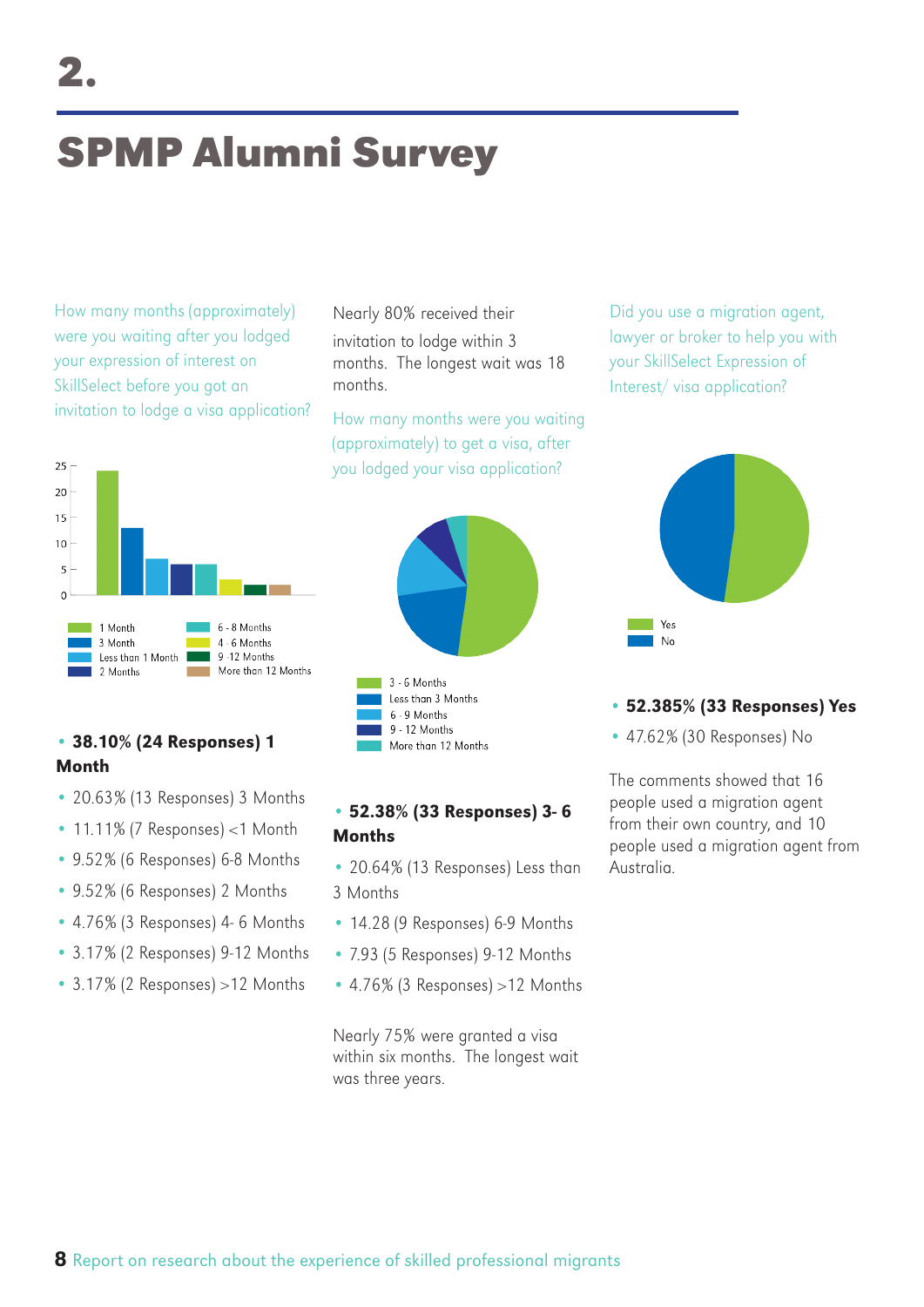# 2.

# SPMP Alumni Survey

How many months (approximately) were you waiting after you lodged your expression of interest on SkillSelect before you got an invitation to lodge a visa application?

- **38.10% (24 Responses) 1 Month**
- 20.63% (13 Responses) 3 Months
- 11.11% (7 Responses) <1 Month
- 9.52% (6 Responses) 6-8 Months
- 9.52% (6 Responses) 2 Months
- 4.76% (3 Responses) 4- 6 Months
- 3.17% (2 Responses) 9-12 Months
- 3.17% (2 Responses) >12 Months

Nearly 80% received their invitation to lodge within 3 months. The longest wait was 18 months.

How many months were you waiting (approximately) to get a visa, after you lodged your visa application?

- **52.38% (33 Responses) 3- 6 Months**
- 20.64% (13 Responses) Less than 3 Months
- 14.28 (9 Responses) 6-9 Months
- 7.93 (5 Responses) 9-12 Months
- 4.76% (3 Responses) >12 Months

Nearly 75% were granted a visa within six months. The longest wait was three years.

Did you use a migration agent, lawyer or broker to help you with your SkillSelect Expression of Interest/ visa application?

- **52.385% (33 Responses) Yes**
- 47.62% (30 Responses) No

The comments showed that 16 people used a migration agent from their own country, and 10 people used a migration agent from Australia.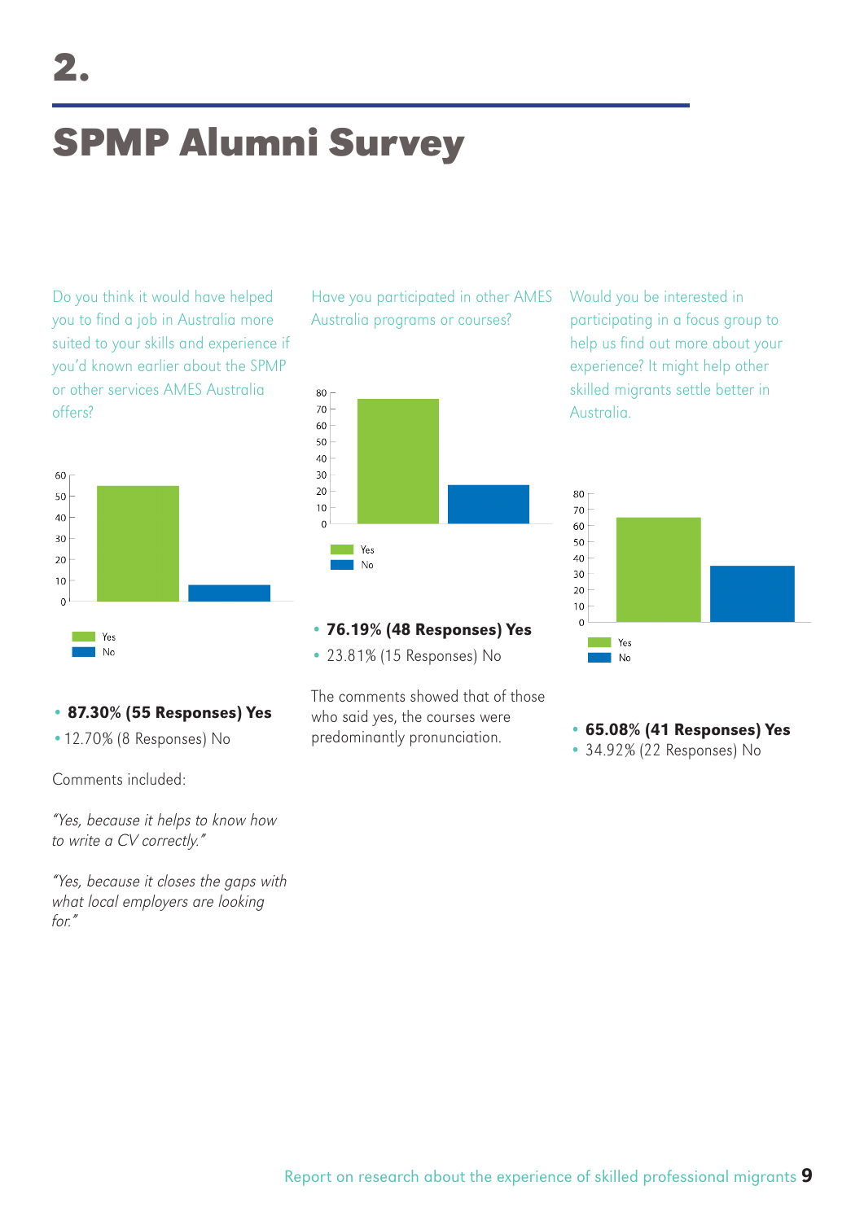# 2.

# SPMP Alumni Survey

Do you think it would have helped you to find a job in Australia more suited to your skills and experience if you'd known earlier about the SPMP or other services AMES Australia offers?

- **87.30% (55 Responses) Yes**
- 12.70% (8 Responses) No

Comments included:

*"Yes, because it helps to know how to write a CV correctly."*

*"Yes, because it closes the gaps with what local employers are looking for."*

Have you participated in other AMES Australia programs or courses?

- **76.19% (48 Responses) Yes**
- 23.81% (15 Responses) No

The comments showed that of those who said yes, the courses were predominantly pronunciation.

Would you be interested in participating in a focus group to help us find out more about your experience? It might help other skilled migrants settle better in Australia.

- **65.08% (41 Responses) Yes**
- 34.92% (22 Responses) No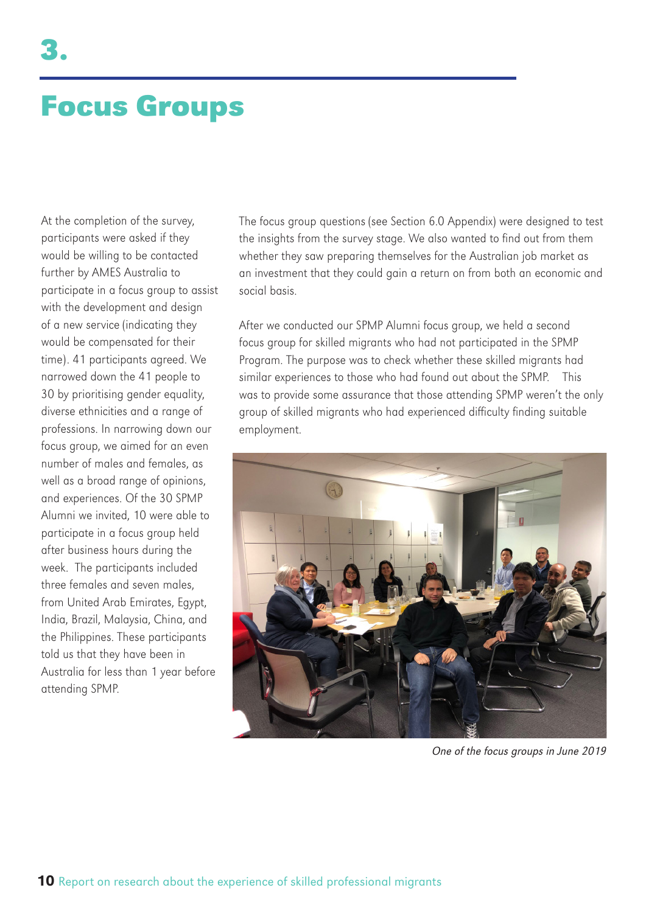# 3.

# Focus Groups

At the completion of the survey, participants were asked if they would be willing to be contacted further by AMES Australia to participate in a focus group to assist with the development and design of a new service (indicating they would be compensated for their time). 41 participants agreed. We narrowed down the 41 people to 30 by prioritising gender equality, diverse ethnicities and a range of professions. In narrowing down our focus group, we aimed for an even number of males and females, as well as a broad range of opinions, and experiences. Of the 30 SPMP Alumni we invited, 10 were able to participate in a focus group held after business hours during the week. The participants included three females and seven males, from United Arab Emirates, Egypt, India, Brazil, Malaysia, China, and the Philippines. These participants told us that they have been in Australia for less than 1 year before attending SPMP.

The focus group questions (see Section 6.0 Appendix) were designed to test the insights from the survey stage. We also wanted to find out from them whether they saw preparing themselves for the Australian job market as an investment that they could gain a return on from both an economic and social basis.

After we conducted our SPMP Alumni focus group, we held a second focus group for skilled migrants who had not participated in the SPMP Program. The purpose was to check whether these skilled migrants had similar experiences to those who had found out about the SPMP. This was to provide some assurance that those attending SPMP weren't the only group of skilled migrants who had experienced difficulty finding suitable employment.

*One of the focus groups in June 2019*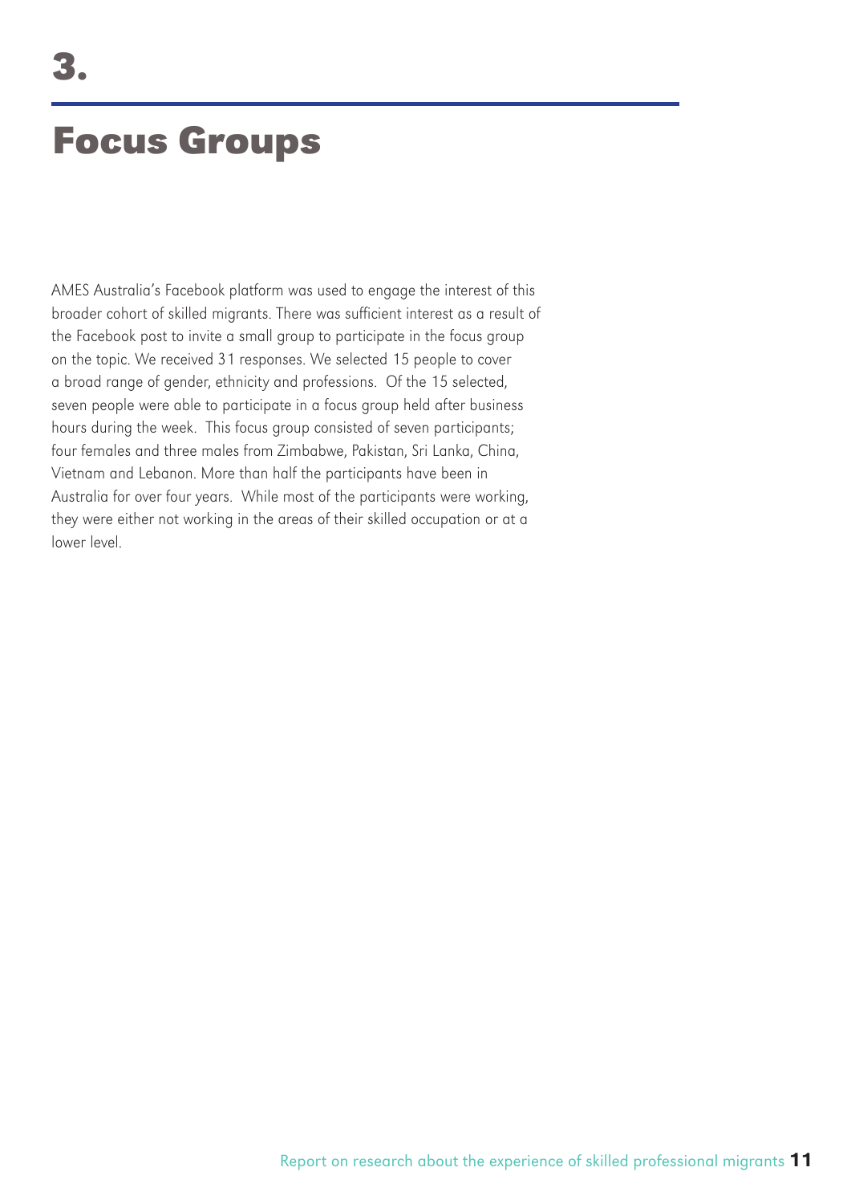# 3.

# Focus Groups

AMES Australia's Facebook platform was used to engage the interest of this broader cohort of skilled migrants. There was sufficient interest as a result of the Facebook post to invite a small group to participate in the focus group on the topic. We received 31 responses. We selected 15 people to cover a broad range of gender, ethnicity and professions. Of the 15 selected, seven people were able to participate in a focus group held after business hours during the week. This focus group consisted of seven participants; four females and three males from Zimbabwe, Pakistan, Sri Lanka, China, Vietnam and Lebanon. More than half the participants have been in Australia for over four years. While most of the participants were working, they were either not working in the areas of their skilled occupation or at a lower level.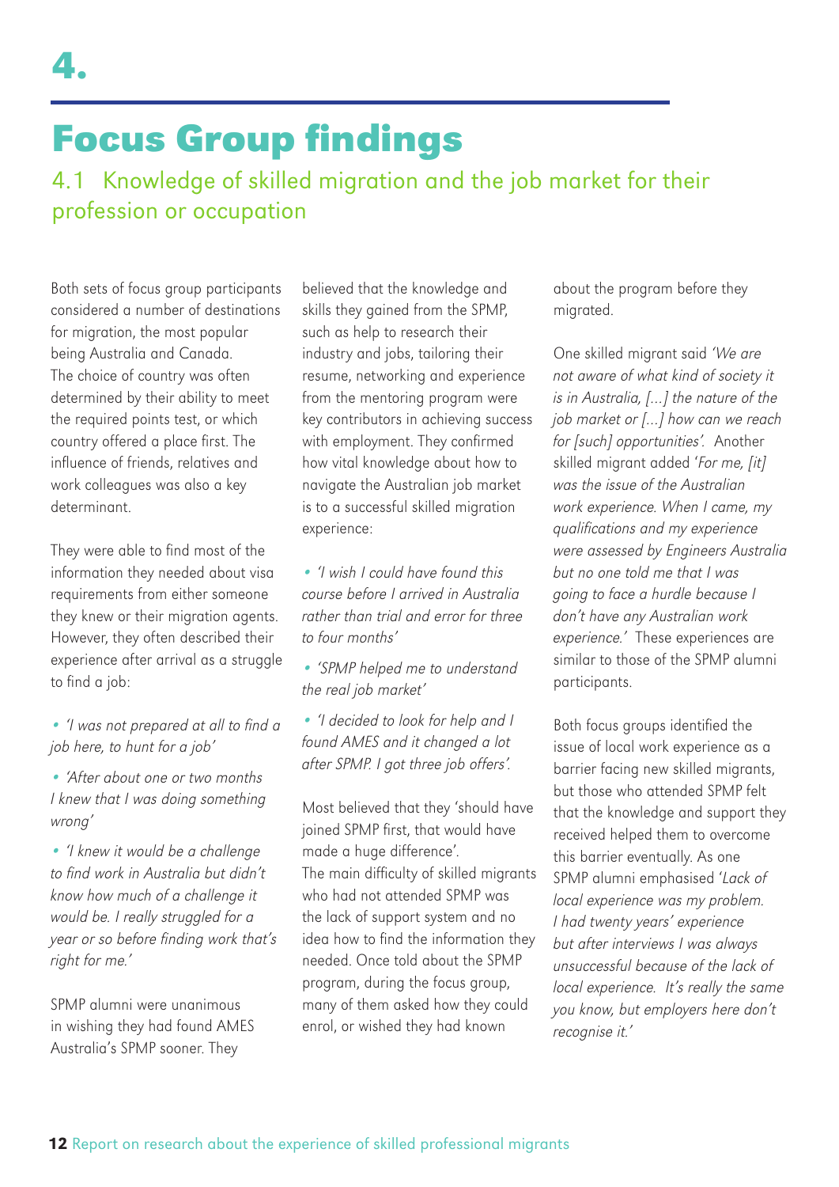# 4.

# Focus Group findings

## 4.1 Knowledge of skilled migration and the job market for their profession or occupation

Both sets of focus group participants considered a number of destinations for migration, the most popular being Australia and Canada. The choice of country was often determined by their ability to meet the required points test, or which country offered a place first. The influence of friends, relatives and work colleagues was also a key determinant.

They were able to find most of the information they needed about visa requirements from either someone they knew or their migration agents. However, they often described their experience after arrival as a struggle to find a job:

- *'I was not prepared at all to find a job here, to hunt for a job'*
- *'After about one or two months I knew that I was doing something wrong'*
- *'I knew it would be a challenge to find work in Australia but didn't know how much of a challenge it would be. I really struggled for a year or so before finding work that's right for me.'*

SPMP alumni were unanimous in wishing they had found AMES Australia's SPMP sooner. They believed that the knowledge and skills they gained from the SPMP, such as help to research their industry and jobs, tailoring their resume, networking and experience from the mentoring program were key contributors in achieving success with employment. They confirmed how vital knowledge about how to navigate the Australian job market is to a successful skilled migration experience:

- *'I wish I could have found this course before I arrived in Australia rather than trial and error for three to four months'*
- *'SPMP helped me to understand the real job market'*
- *'I decided to look for help and I found AMES and it changed a lot after SPMP. I got three job offers'.*

Most believed that they 'should have joined SPMP first, that would have made a huge difference'. The main difficulty of skilled migrants who had not attended SPMP was the lack of support system and no idea how to find the information they needed. Once told about the SPMP program, during the focus group, many of them asked how they could enrol, or wished they had known about the program before they migrated.

One skilled migrant said *'We are not aware of what kind of society it is in Australia, [...] the nature of the job market or [...] how can we reach for [such] opportunities'.* Another skilled migrant added '*For me, [it] was the issue of the Australian work experience. When I came, my qualifications and my experience were assessed by Engineers Australia but no one told me that I was going to face a hurdle because I don't have any Australian work experience.'* These experiences are similar to those of the SPMP alumni participants.

Both focus groups identified the issue of local work experience as a barrier facing new skilled migrants, but those who attended SPMP felt that the knowledge and support they received helped them to overcome this barrier eventually. As one SPMP alumni emphasised '*Lack of local experience was my problem. I had twenty years' experience but after interviews I was always unsuccessful because of the lack of local experience. It's really the same you know, but employers here don't recognise it.'*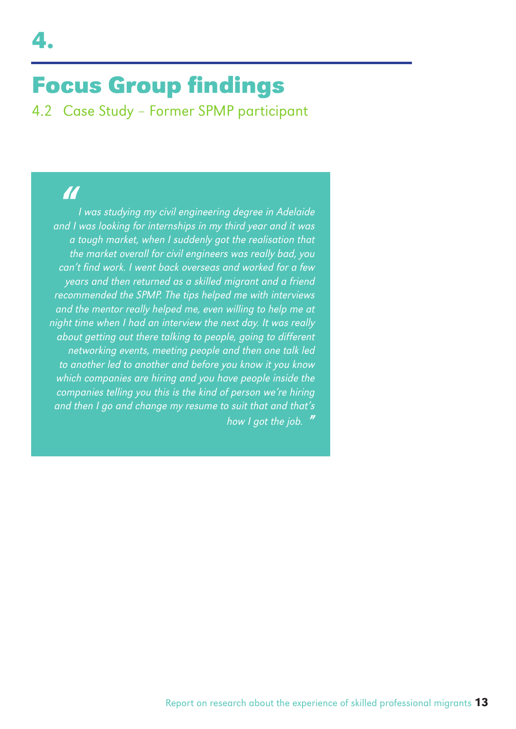# 4.

# Focus Group findings

## 4.2 Case Study – Former SPMP participant

> *"I was studying my civil engineering degree in Adelaide and I was looking for internships in my third year and it was a tough market, when I suddenly got the realisation that the market overall for civil engineers was really bad, you can't find work. I went back overseas and worked for a few years and then returned as a skilled migrant and a friend recommended the SPMP. The tips helped me with interviews and the mentor really helped me, even willing to help me at night time when I had an interview the next day. It was really about getting out there talking to people, going to different networking events, meeting people and then one talk led to another led to another and before you know it you know which companies are hiring and you have people inside the companies telling you this is the kind of person we're hiring and then I go and change my resume to suit that and that's how I got the job."*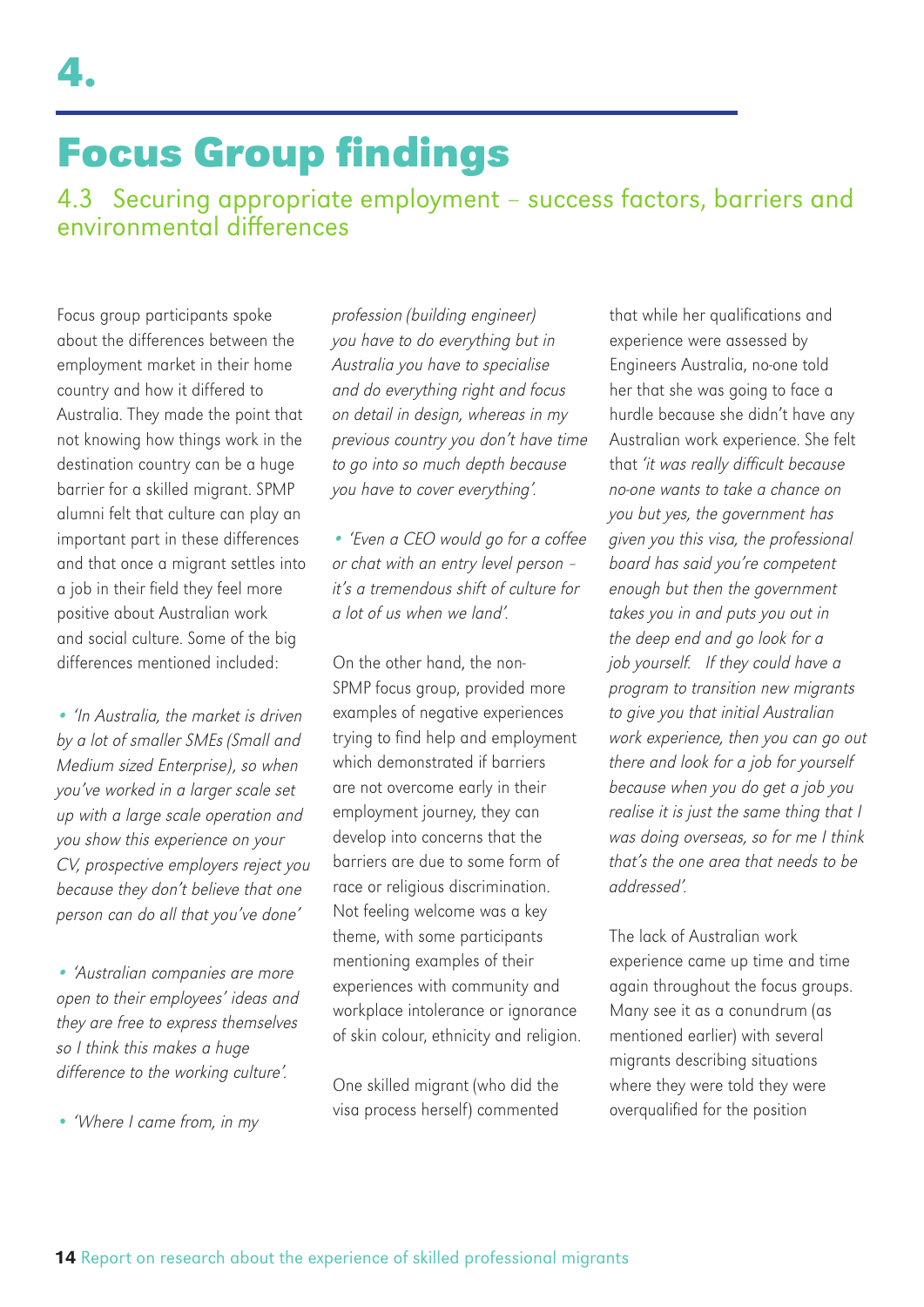# 4.

# Focus Group findings

## 4.3 Securing appropriate employment – success factors, barriers and environmental differences

Focus group participants spoke about the differences between the employment market in their home country and how it differed to Australia. They made the point that not knowing how things work in the destination country can be a huge barrier for a skilled migrant. SPMP alumni felt that culture can play an important part in these differences and that once a migrant settles into a job in their field they feel more positive about Australian work and social culture. Some of the big differences mentioned included:

- *'In Australia, the market is driven by a lot of smaller SMEs (Small and Medium sized Enterprise), so when you've worked in a larger scale set up with a large scale operation and you show this experience on your CV, prospective employers reject you because they don't believe that one person can do all that you've done'*
- *'Australian companies are more open to their employees' ideas and they are free to express themselves so I think this makes a huge difference to the working culture'.*
- *'Where I came from, in my profession (building engineer) you have to do everything but in Australia you have to specialise and do everything right and focus on detail in design, whereas in my previous country you don't have time to go into so much depth because you have to cover everything'.*
- *'Even a CEO would go for a coffee or chat with an entry level person – it's a tremendous shift of culture for a lot of us when we land'.*

On the other hand, the non-SPMP focus group, provided more examples of negative experiences trying to find help and employment which demonstrated if barriers are not overcome early in their employment journey, they can develop into concerns that the barriers are due to some form of race or religious discrimination. Not feeling welcome was a key theme, with some participants mentioning examples of their experiences with community and workplace intolerance or ignorance of skin colour, ethnicity and religion.

One skilled migrant (who did the visa process herself) commented that while her qualifications and experience were assessed by Engineers Australia, no-one told her that she was going to face a hurdle because she didn't have any Australian work experience. She felt that *'it was really difficult because no-one wants to take a chance on you but yes, the government has given you this visa, the professional board has said you're competent enough but then the government takes you in and puts you out in the deep end and go look for a job yourself. If they could have a program to transition new migrants to give you that initial Australian work experience, then you can go out there and look for a job for yourself because when you do get a job you realise it is just the same thing that I was doing overseas, so for me I think that's the one area that needs to be addressed'.*

The lack of Australian work experience came up time and time again throughout the focus groups. Many see it as a conundrum (as mentioned earlier) with several migrants describing situations where they were told they were overqualified for the position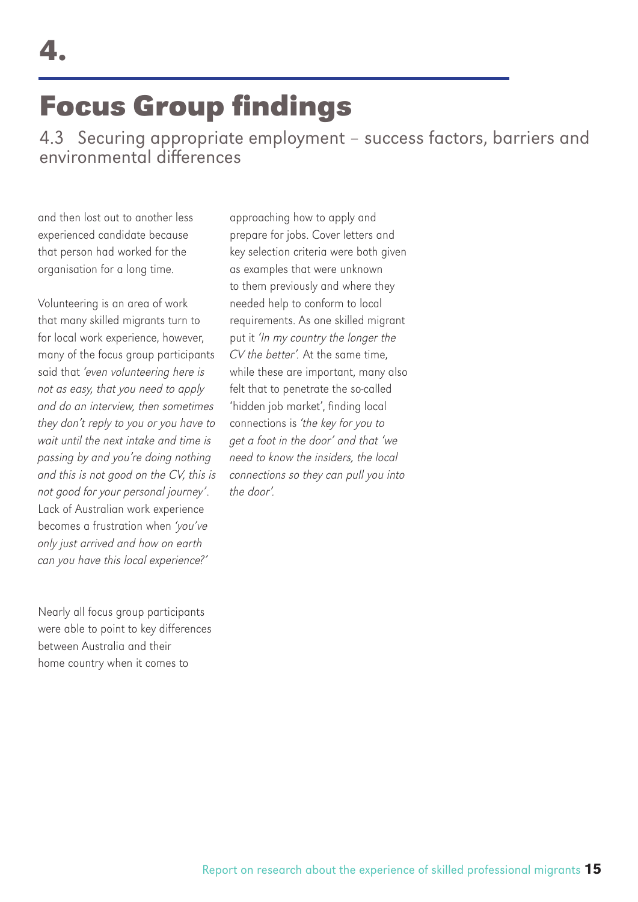# 4.

# Focus Group findings

## 4.3 Securing appropriate employment – success factors, barriers and environmental differences

and then lost out to another less experienced candidate because that person had worked for the organisation for a long time.

Volunteering is an area of work that many skilled migrants turn to for local work experience, however, many of the focus group participants said that *'even volunteering here is not as easy, that you need to apply and do an interview, then sometimes they don't reply to you or you have to wait until the next intake and time is passing by and you're doing nothing and this is not good on the CV, this is not good for your personal journey'*. Lack of Australian work experience becomes a frustration when *'you've only just arrived and how on earth can you have this local experience?'*

Nearly all focus group participants were able to point to key differences between Australia and their home country when it comes to approaching how to apply and prepare for jobs. Cover letters and key selection criteria were both given as examples that were unknown to them previously and where they needed help to conform to local requirements. As one skilled migrant put it *'In my country the longer the CV the better'*. At the same time, while these are important, many also felt that to penetrate the so-called 'hidden job market', finding local connections is *'the key for you to get a foot in the door'* and that *'we need to know the insiders, the local connections so they can pull you into the door'*.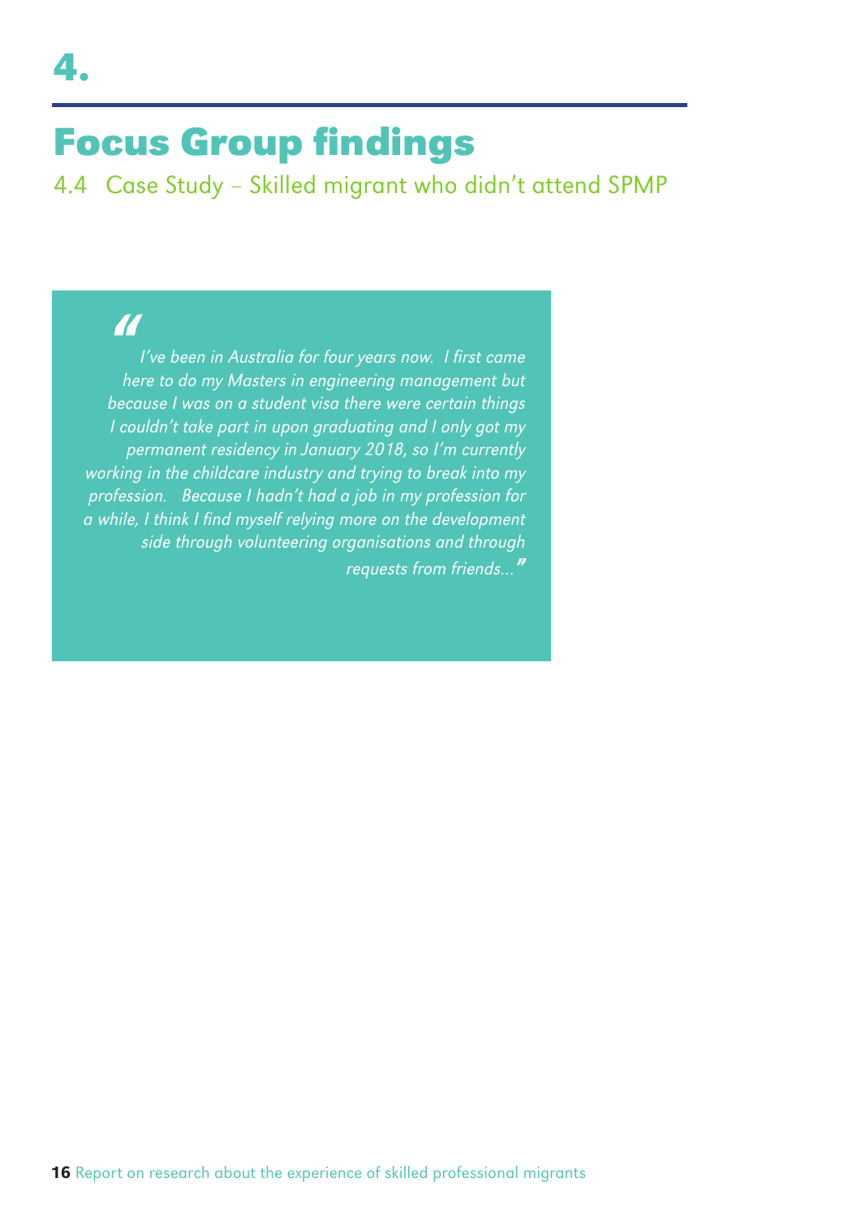# 4. Focus Group findings

## 4.4 Case Study – Skilled migrant who didn't attend SPMP

> *"I've been in Australia for four years now. I first came here to do my Masters in engineering management but because I was on a student visa there were certain things I couldn't take part in upon graduating and I only got my permanent residency in January 2018, so I'm currently working in the childcare industry and trying to break into my profession. Because I hadn't had a job in my profession for a while, I think I find myself relying more on the development side through volunteering organisations and through requests from friends..."*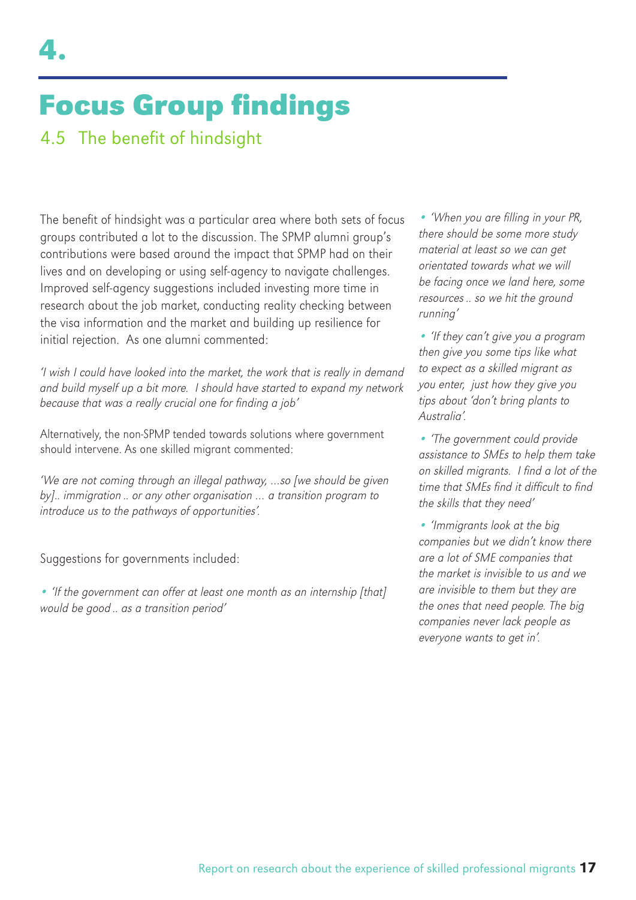# 4.

# Focus Group findings

## 4.5 The benefit of hindsight

The benefit of hindsight was a particular area where both sets of focus groups contributed a lot to the discussion. The SPMP alumni group's contributions were based around the impact that SPMP had on their lives and on developing or using self-agency to navigate challenges. Improved self-agency suggestions included investing more time in research about the job market, conducting reality checking between the visa information and the market and building up resilience for initial rejection. As one alumni commented:

*'I wish I could have looked into the market, the work that is really in demand and build myself up a bit more. I should have started to expand my network because that was a really crucial one for finding a job'*

Alternatively, the non-SPMP tended towards solutions where government should intervene. As one skilled migrant commented:

*'We are not coming through an illegal pathway, ...so [we should be given by].. immigration .. or any other organisation ... a transition program to introduce us to the pathways of opportunities'.*

Suggestions for governments included:

- *'If the government can offer at least one month as an internship [that] would be good .. as a transition period'*
- *'When you are filling in your PR, there should be some more study material at least so we can get orientated towards what we will be facing once we land here, some resources .. so we hit the ground running'*
- *'If they can't give you a program then give you some tips like what to expect as a skilled migrant as you enter, just how they give you tips about 'don't bring plants to Australia'.*
- *'The government could provide assistance to SMEs to help them take on skilled migrants. I find a lot of the time that SMEs find it difficult to find the skills that they need'*
- *'Immigrants look at the big companies but we didn't know there are a lot of SME companies that the market is invisible to us and we are invisible to them but they are the ones that need people. The big companies never lack people as everyone wants to get in'.*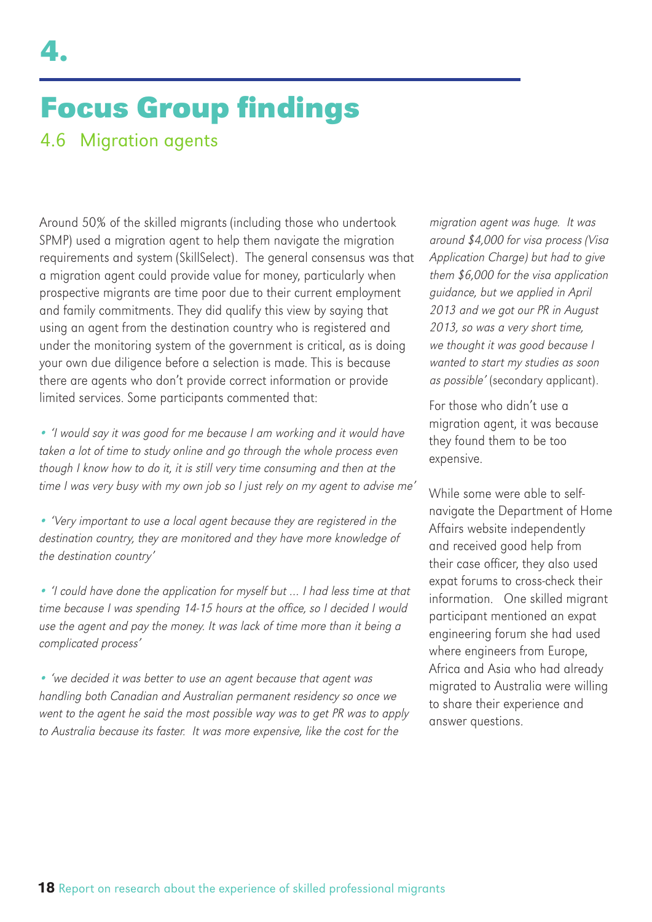# 4.

# Focus Group findings

## 4.6 Migration agents

Around 50% of the skilled migrants (including those who undertook SPMP) used a migration agent to help them navigate the migration requirements and system (SkillSelect). The general consensus was that a migration agent could provide value for money, particularly when prospective migrants are time poor due to their current employment and family commitments. They did qualify this view by saying that using an agent from the destination country who is registered and under the monitoring system of the government is critical, as is doing your own due diligence before a selection is made. This is because there are agents who don't provide correct information or provide limited services. Some participants commented that:

- *'I would say it was good for me because I am working and it would have taken a lot of time to study online and go through the whole process even though I know how to do it, it is still very time consuming and then at the time I was very busy with my own job so I just rely on my agent to advise me'*
- *'Very important to use a local agent because they are registered in the destination country, they are monitored and they have more knowledge of the destination country'*
- *'I could have done the application for myself but ... I had less time at that time because I was spending 14-15 hours at the office, so I decided I would use the agent and pay the money. It was lack of time more than it being a complicated process'*
- *'we decided it was better to use an agent because that agent was handling both Canadian and Australian permanent residency so once we went to the agent he said the most possible way was to get PR was to apply to Australia because its faster. It was more expensive, like the cost for the migration agent was huge. It was around $4,000 for visa process (Visa Application Charge) but had to give them $6,000 for the visa application guidance, but we applied in April 2013 and we got our PR in August 2013, so was a very short time, we thought it was good because I wanted to start my studies as soon as possible'* (secondary applicant).

For those who didn't use a migration agent, it was because they found them to be too expensive.

While some were able to self-navigate the Department of Home Affairs website independently and received good help from their case officer, they also used expat forums to cross-check their information. One skilled migrant participant mentioned an expat engineering forum she had used where engineers from Europe, Africa and Asia who had already migrated to Australia were willing to share their experience and answer questions.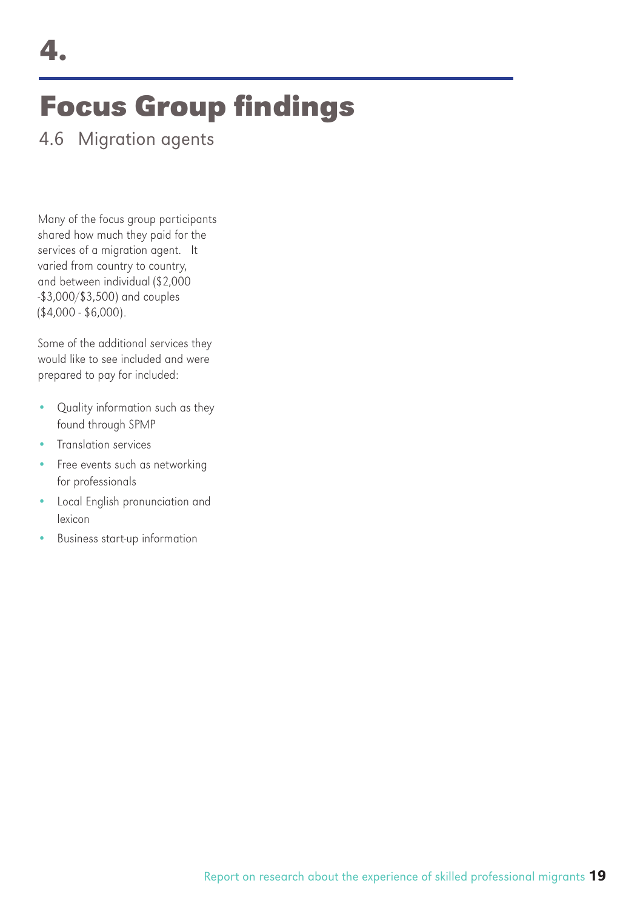# 4.

# Focus Group findings

## 4.6 Migration agents

Many of the focus group participants shared how much they paid for the services of a migration agent. It varied from country to country, and between individual ($2,000 -$3,000/$3,500) and couples ($4,000 - $6,000).

Some of the additional services they would like to see included and were prepared to pay for included:

- Quality information such as they found through SPMP
- Translation services
- Free events such as networking for professionals
- Local English pronunciation and lexicon
- Business start-up information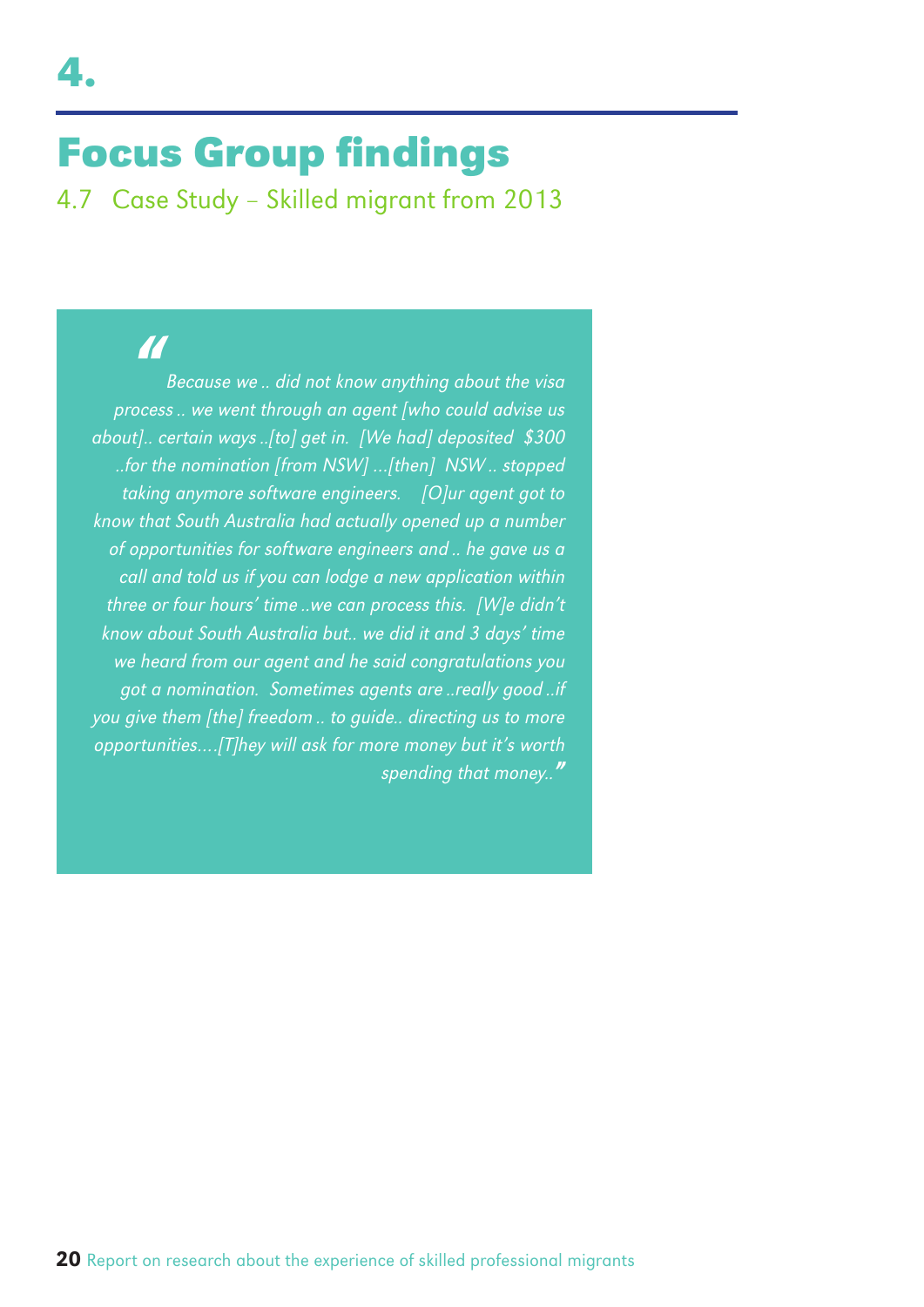# 4.

# Focus Group findings

## 4.7 Case Study – Skilled migrant from 2013

> *"Because we .. did not know anything about the visa process .. we went through an agent [who could advise us about].. certain ways ..[to] get in. [We had] deposited $300 ..for the nomination [from NSW] ...[then] NSW .. stopped taking anymore software engineers. [O]ur agent got to know that South Australia had actually opened up a number of opportunities for software engineers and .. he gave us a call and told us if you can lodge a new application within three or four hours' time ..we can process this. [W]e didn't know about South Australia but.. we did it and 3 days' time we heard from our agent and he said congratulations you got a nomination. Sometimes agents are ..really good ..if you give them [the] freedom .. to guide.. directing us to more opportunities....[T]hey will ask for more money but it's worth spending that money.."*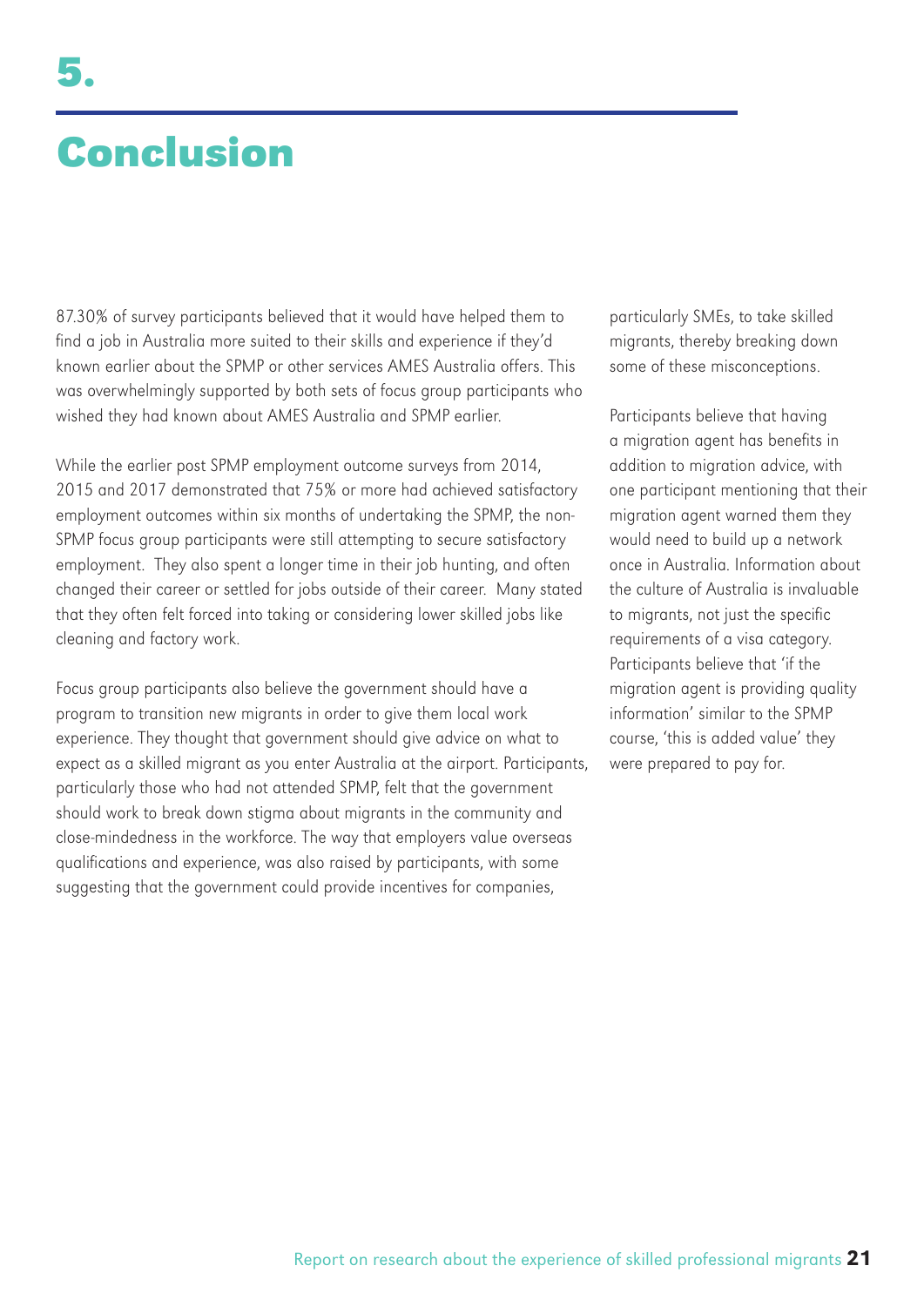# 5. Conclusion

87.30% of survey participants believed that it would have helped them to find a job in Australia more suited to their skills and experience if they'd known earlier about the SPMP or other services AMES Australia offers. This was overwhelmingly supported by both sets of focus group participants who wished they had known about AMES Australia and SPMP earlier.

While the earlier post SPMP employment outcome surveys from 2014, 2015 and 2017 demonstrated that 75% or more had achieved satisfactory employment outcomes within six months of undertaking the SPMP, the non-SPMP focus group participants were still attempting to secure satisfactory employment. They also spent a longer time in their job hunting, and often changed their career or settled for jobs outside of their career. Many stated that they often felt forced into taking or considering lower skilled jobs like cleaning and factory work.

Focus group participants also believe the government should have a program to transition new migrants in order to give them local work experience. They thought that government should give advice on what to expect as a skilled migrant as you enter Australia at the airport. Participants, particularly those who had not attended SPMP, felt that the government should work to break down stigma about migrants in the community and close-mindedness in the workforce. The way that employers value overseas qualifications and experience, was also raised by participants, with some suggesting that the government could provide incentives for companies, particularly SMEs, to take skilled migrants, thereby breaking down some of these misconceptions.

Participants believe that having a migration agent has benefits in addition to migration advice, with one participant mentioning that their migration agent warned them they would need to build up a network once in Australia. Information about the culture of Australia is invaluable to migrants, not just the specific requirements of a visa category. Participants believe that 'if the migration agent is providing quality information' similar to the SPMP course, 'this is added value' they were prepared to pay for.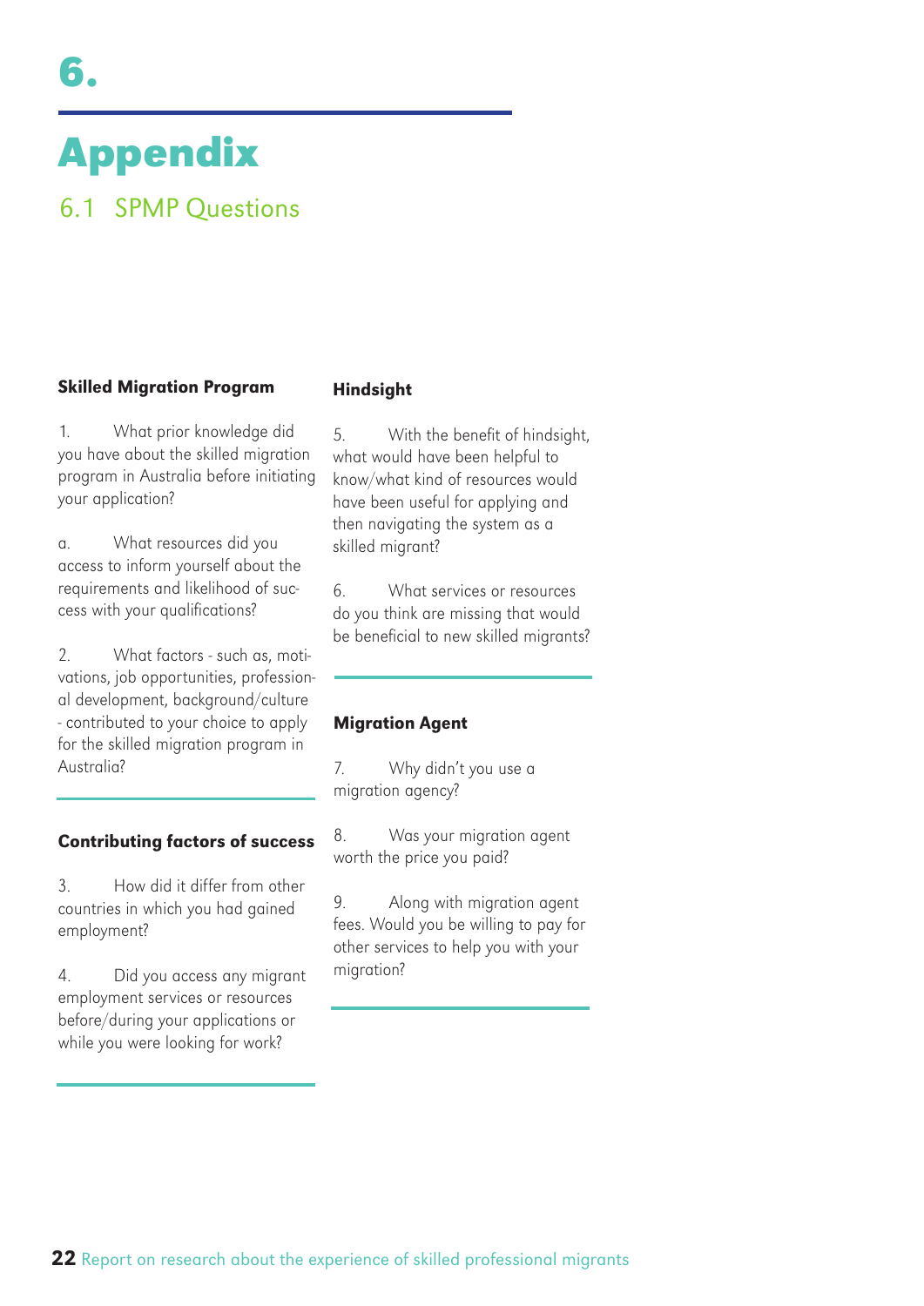# 6. Appendix

## 6.1 SPMP Questions

### Skilled Migration Program

1. What prior knowledge did you have about the skilled migration program in Australia before initiating your application?

a. What resources did you access to inform yourself about the requirements and likelihood of success with your qualifications?

2. What factors - such as, motivations, job opportunities, professional development, background/culture - contributed to your choice to apply for the skilled migration program in Australia?

### Contributing factors of success

3. How did it differ from other countries in which you had gained employment?

4. Did you access any migrant employment services or resources before/during your applications or while you were looking for work?

### Hindsight

5. With the benefit of hindsight, what would have been helpful to know/what kind of resources would have been useful for applying and then navigating the system as a skilled migrant?

6. What services or resources do you think are missing that would be beneficial to new skilled migrants?

### Migration Agent

7. Why didn't you use a migration agency?

8. Was your migration agent worth the price you paid?

9. Along with migration agent fees. Would you be willing to pay for other services to help you with your migration?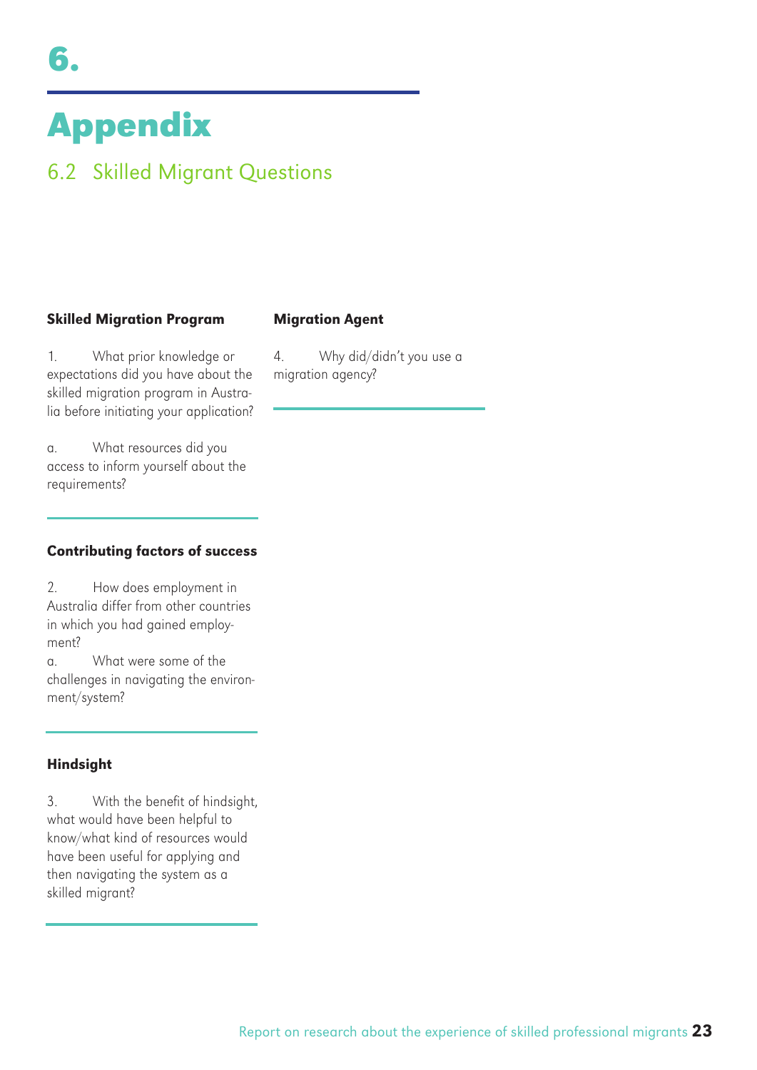# 6. Appendix

## 6.2 Skilled Migrant Questions

### Skilled Migration Program

1. What prior knowledge or expectations did you have about the skilled migration program in Australia before initiating your application?

a. What resources did you access to inform yourself about the requirements?

### Contributing factors of success

2. How does employment in Australia differ from other countries in which you had gained employment?

a. What were some of the challenges in navigating the environment/system?

### Hindsight

3. With the benefit of hindsight, what would have been helpful to know/what kind of resources would have been useful for applying and then navigating the system as a skilled migrant?

### Migration Agent

4. Why did/didn't you use a migration agency?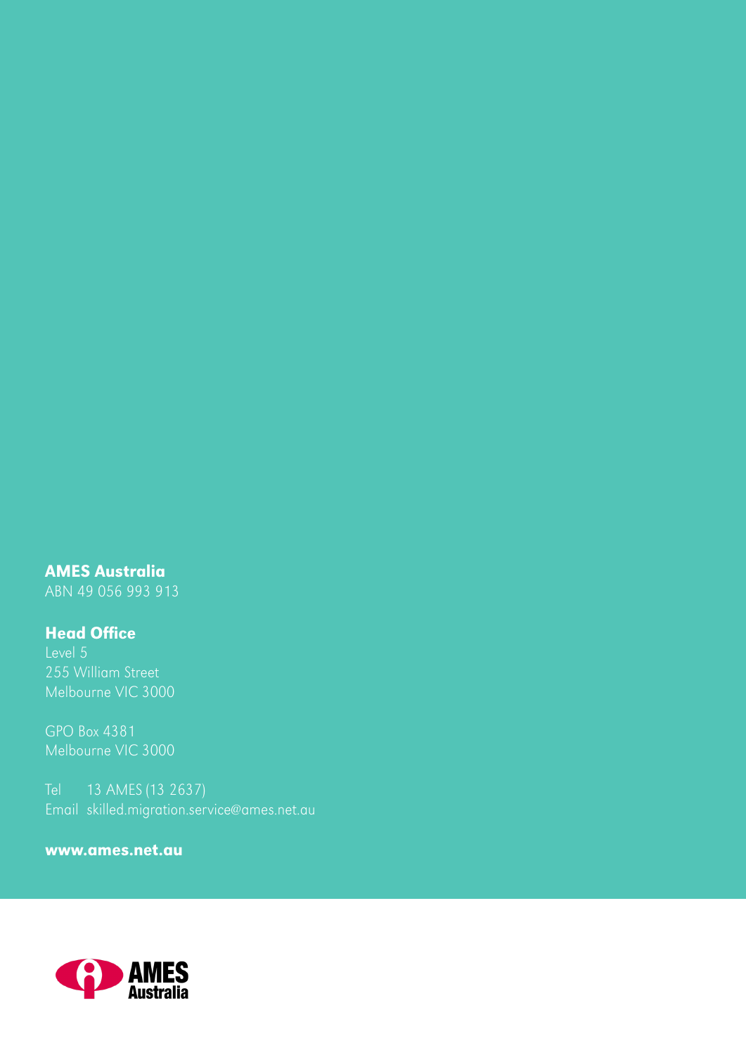**AMES Australia**
ABN 49 056 993 913

**Head Office**
Level 5
255 William Street
Melbourne VIC 3000

GPO Box 4381
Melbourne VIC 3000

Tel 13 AMES (13 2637)
Email skilled.migration.service@ames.net.au

**www.ames.net.au**

AMES Australia